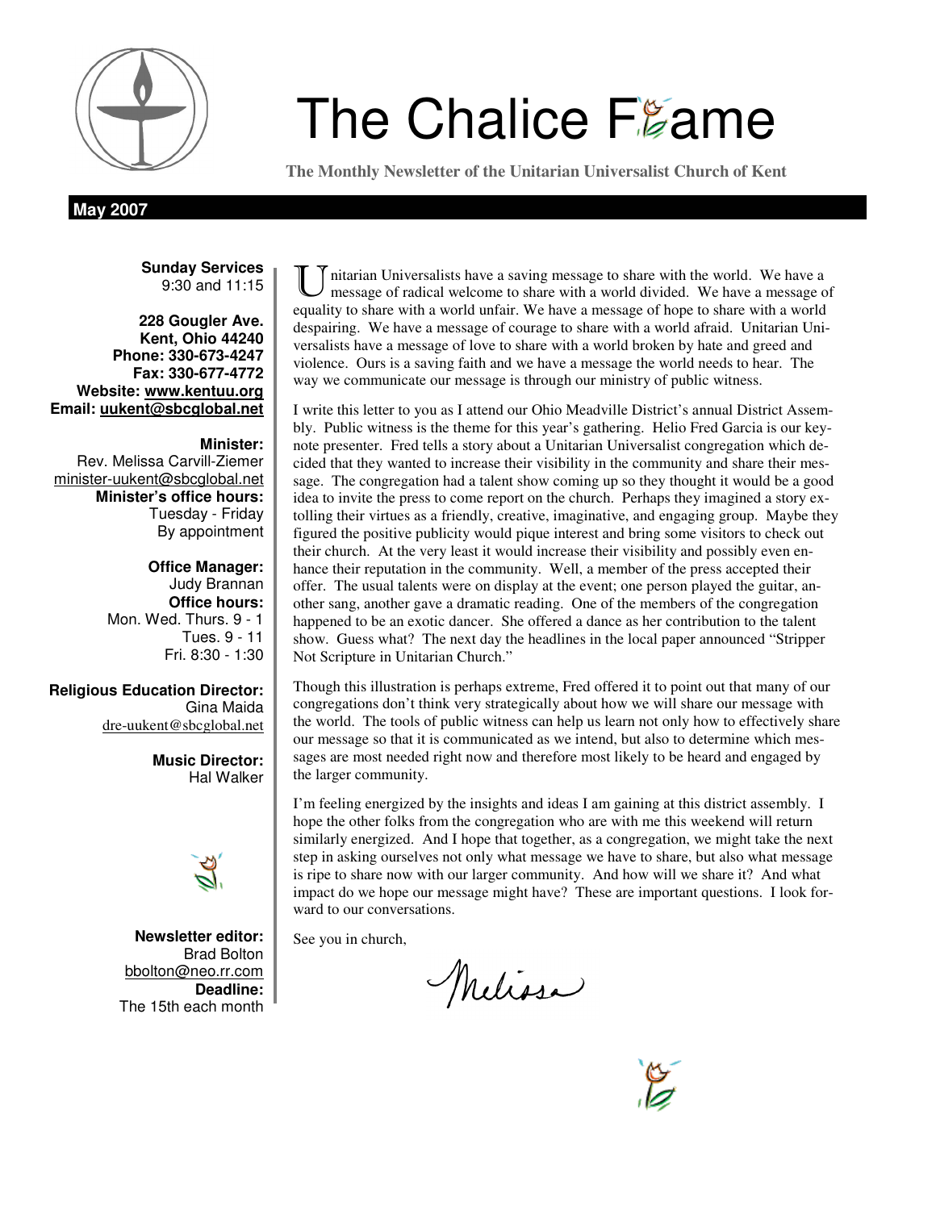# The Chalice Flame

**The Monthly Newsletter of the Unitarian Universalist Church of Kent**

**May 2007**

**Sunday Services**
9:30 and 11:15

**228 Gougler Ave.**
**Kent, Ohio 44240**
**Phone: 330-673-4247**
**Fax: 330-677-4772**
**Website: www.kentuu.org**
**Email: uukent@sbcglobal.net**

**Minister:**
Rev. Melissa Carvill-Ziemer
minister-uukent@sbcglobal.net
**Minister's office hours:**
Tuesday - Friday
By appointment

**Office Manager:**
Judy Brannan
**Office hours:**
Mon. Wed. Thurs. 9 - 1
Tues. 9 - 11
Fri. 8:30 - 1:30

**Religious Education Director:**
Gina Maida
dre-uukent@sbcglobal.net

**Music Director:**
Hal Walker

**Newsletter editor:**
Brad Bolton
bbolton@neo.rr.com
**Deadline:**
The 15th each month

Unitarian Universalists have a saving message to share with the world. We have a message of radical welcome to share with a world divided. We have a message of equality to share with a world unfair. We have a message of hope to share with a world despairing. We have a message of courage to share with a world afraid. Unitarian Universalists have a message of love to share with a world broken by hate and greed and violence. Ours is a saving faith and we have a message the world needs to hear. The way we communicate our message is through our ministry of public witness.

I write this letter to you as I attend our Ohio Meadville District's annual District Assembly. Public witness is the theme for this year's gathering. Helio Fred Garcia is our keynote presenter. Fred tells a story about a Unitarian Universalist congregation which decided that they wanted to increase their visibility in the community and share their message. The congregation had a talent show coming up so they thought it would be a good idea to invite the press to come report on the church. Perhaps they imagined a story extolling their virtues as a friendly, creative, imaginative, and engaging group. Maybe they figured the positive publicity would pique interest and bring some visitors to check out their church. At the very least it would increase their visibility and possibly even enhance their reputation in the community. Well, a member of the press accepted their offer. The usual talents were on display at the event; one person played the guitar, another sang, another gave a dramatic reading. One of the members of the congregation happened to be an exotic dancer. She offered a dance as her contribution to the talent show. Guess what? The next day the headlines in the local paper announced "Stripper Not Scripture in Unitarian Church."

Though this illustration is perhaps extreme, Fred offered it to point out that many of our congregations don't think very strategically about how we will share our message with the world. The tools of public witness can help us learn not only how to effectively share our message so that it is communicated as we intend, but also to determine which messages are most needed right now and therefore most likely to be heard and engaged by the larger community.

I'm feeling energized by the insights and ideas I am gaining at this district assembly. I hope the other folks from the congregation who are with me this weekend will return similarly energized. And I hope that together, as a congregation, we might take the next step in asking ourselves not only what message we have to share, but also what message is ripe to share now with our larger community. And how will we share it? And what impact do we hope our message might have? These are important questions. I look forward to our conversations.

See you in church,

Melissa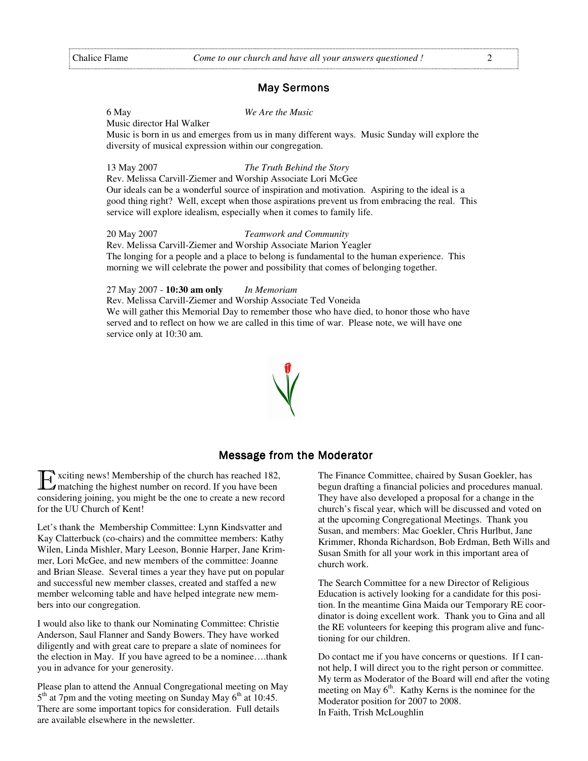## May Sermons

6 May *We Are the Music*
Music director Hal Walker
Music is born in us and emerges from us in many different ways. Music Sunday will explore the diversity of musical expression within our congregation.

13 May 2007 *The Truth Behind the Story*
Rev. Melissa Carvill-Ziemer and Worship Associate Lori McGee
Our ideals can be a wonderful source of inspiration and motivation. Aspiring to the ideal is a good thing right? Well, except when those aspirations prevent us from embracing the real. This service will explore idealism, especially when it comes to family life.

20 May 2007 *Teamwork and Community*
Rev. Melissa Carvill-Ziemer and Worship Associate Marion Yeagler
The longing for a people and a place to belong is fundamental to the human experience. This morning we will celebrate the power and possibility that comes of belonging together.

27 May 2007 - **10:30 am only** *In Memoriam*
Rev. Melissa Carvill-Ziemer and Worship Associate Ted Voneida
We will gather this Memorial Day to remember those who have died, to honor those who have served and to reflect on how we are called in this time of war. Please note, we will have one service only at 10:30 am.

## Message from the Moderator

Exciting news! Membership of the church has reached 182, matching the highest number on record. If you have been considering joining, you might be the one to create a new record for the UU Church of Kent!

Let's thank the Membership Committee: Lynn Kindsvatter and Kay Clatterbuck (co-chairs) and the committee members: Kathy Wilen, Linda Mishler, Mary Leeson, Bonnie Harper, Jane Krimmer, Lori McGee, and new members of the committee: Joanne and Brian Slease. Several times a year they have put on popular and successful new member classes, created and staffed a new member welcoming table and have helped integrate new members into our congregation.

I would also like to thank our Nominating Committee: Christie Anderson, Saul Flanner and Sandy Bowers. They have worked diligently and with great care to prepare a slate of nominees for the election in May. If you have agreed to be a nominee….thank you in advance for your generosity.

Please plan to attend the Annual Congregational meeting on May 5th at 7pm and the voting meeting on Sunday May 6th at 10:45. There are some important topics for consideration. Full details are available elsewhere in the newsletter.

The Finance Committee, chaired by Susan Goekler, has begun drafting a financial policies and procedures manual. They have also developed a proposal for a change in the church's fiscal year, which will be discussed and voted on at the upcoming Congregational Meetings. Thank you Susan, and members: Mac Goekler, Chris Hurlbut, Jane Krimmer, Rhonda Richardson, Bob Erdman, Beth Wills and Susan Smith for all your work in this important area of church work.

The Search Committee for a new Director of Religious Education is actively looking for a candidate for this position. In the meantime Gina Maida our Temporary RE coordinator is doing excellent work. Thank you to Gina and all the RE volunteers for keeping this program alive and functioning for our children.

Do contact me if you have concerns or questions. If I cannot help, I will direct you to the right person or committee. My term as Moderator of the Board will end after the voting meeting on May 6th. Kathy Kerns is the nominee for the Moderator position for 2007 to 2008.

In Faith, Trish McLoughlin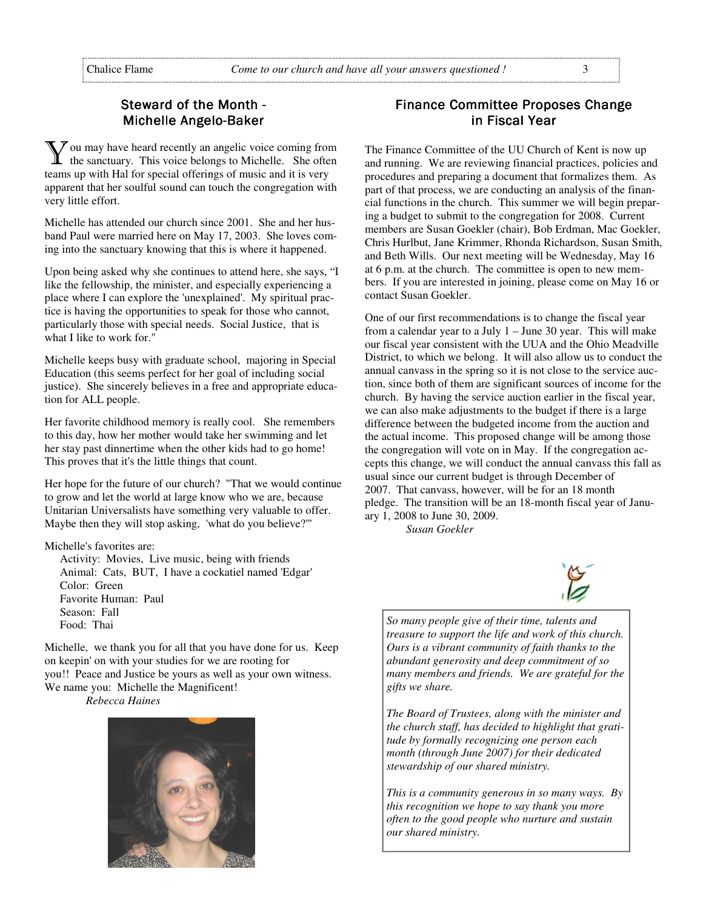## Steward of the Month - Michelle Angelo-Baker

You may have heard recently an angelic voice coming from the sanctuary. This voice belongs to Michelle. She often teams up with Hal for special offerings of music and it is very apparent that her soulful sound can touch the congregation with very little effort.

Michelle has attended our church since 2001. She and her husband Paul were married here on May 17, 2003. She loves coming into the sanctuary knowing that this is where it happened.

Upon being asked why she continues to attend here, she says, "I like the fellowship, the minister, and especially experiencing a place where I can explore the 'unexplained'. My spiritual practice is having the opportunities to speak for those who cannot, particularly those with special needs. Social Justice, that is what I like to work for."

Michelle keeps busy with graduate school, majoring in Special Education (this seems perfect for her goal of including social justice). She sincerely believes in a free and appropriate education for ALL people.

Her favorite childhood memory is really cool. She remembers to this day, how her mother would take her swimming and let her stay past dinnertime when the other kids had to go home! This proves that it's the little things that count.

Her hope for the future of our church? "That we would continue to grow and let the world at large know who we are, because Unitarian Universalists have something very valuable to offer. Maybe then they will stop asking, 'what do you believe?'"

Michelle's favorites are:

- Activity: Movies, Live music, being with friends
- Animal: Cats, BUT, I have a cockatiel named 'Edgar'
- Color: Green
- Favorite Human: Paul
- Season: Fall
- Food: Thai

Michelle, we thank you for all that you have done for us. Keep on keepin' on with your studies for we are rooting for you!! Peace and Justice be yours as well as your own witness. We name you: Michelle the Magnificent!

*Rebecca Haines*

## Finance Committee Proposes Change in Fiscal Year

The Finance Committee of the UU Church of Kent is now up and running. We are reviewing financial practices, policies and procedures and preparing a document that formalizes them. As part of that process, we are conducting an analysis of the financial functions in the church. This summer we will begin preparing a budget to submit to the congregation for 2008. Current members are Susan Goekler (chair), Bob Erdman, Mac Goekler, Chris Hurlbut, Jane Krimmer, Rhonda Richardson, Susan Smith, and Beth Wills. Our next meeting will be Wednesday, May 16 at 6 p.m. at the church. The committee is open to new members. If you are interested in joining, please come on May 16 or contact Susan Goekler.

One of our first recommendations is to change the fiscal year from a calendar year to a July 1 – June 30 year. This will make our fiscal year consistent with the UUA and the Ohio Meadville District, to which we belong. It will also allow us to conduct the annual canvass in the spring so it is not close to the service auction, since both of them are significant sources of income for the church. By having the service auction earlier in the fiscal year, we can also make adjustments to the budget if there is a large difference between the budgeted income from the auction and the actual income. This proposed change will be among those the congregation will vote on in May. If the congregation accepts this change, we will conduct the annual canvass this fall as usual since our current budget is through December of 2007. That canvass, however, will be for an 18 month pledge. The transition will be an 18-month fiscal year of January 1, 2008 to June 30, 2009.

*Susan Goekler*

*So many people give of their time, talents and treasure to support the life and work of this church. Ours is a vibrant community of faith thanks to the abundant generosity and deep commitment of so many members and friends. We are grateful for the gifts we share.*

*The Board of Trustees, along with the minister and the church staff, has decided to highlight that gratitude by formally recognizing one person each month (through June 2007) for their dedicated stewardship of our shared ministry.*

*This is a community generous in so many ways. By this recognition we hope to say thank you more often to the good people who nurture and sustain our shared ministry.*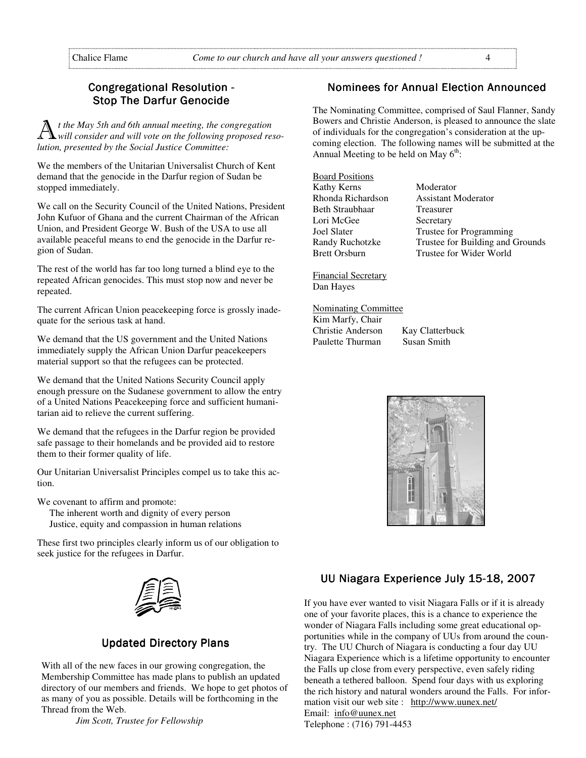## Congregational Resolution - Stop The Darfur Genocide

*At the May 5th and 6th annual meeting, the congregation will consider and will vote on the following proposed resolution, presented by the Social Justice Committee:*

We the members of the Unitarian Universalist Church of Kent demand that the genocide in the Darfur region of Sudan be stopped immediately.

We call on the Security Council of the United Nations, President John Kufuor of Ghana and the current Chairman of the African Union, and President George W. Bush of the USA to use all available peaceful means to end the genocide in the Darfur region of Sudan.

The rest of the world has far too long turned a blind eye to the repeated African genocides. This must stop now and never be repeated.

The current African Union peacekeeping force is grossly inadequate for the serious task at hand.

We demand that the US government and the United Nations immediately supply the African Union Darfur peacekeepers material support so that the refugees can be protected.

We demand that the United Nations Security Council apply enough pressure on the Sudanese government to allow the entry of a United Nations Peacekeeping force and sufficient humanitarian aid to relieve the current suffering.

We demand that the refugees in the Darfur region be provided safe passage to their homelands and be provided aid to restore them to their former quality of life.

Our Unitarian Universalist Principles compel us to take this action.

We covenant to affirm and promote:
The inherent worth and dignity of every person
Justice, equity and compassion in human relations

These first two principles clearly inform us of our obligation to seek justice for the refugees in Darfur.

## Updated Directory Plans

With all of the new faces in our growing congregation, the Membership Committee has made plans to publish an updated directory of our members and friends. We hope to get photos of as many of you as possible. Details will be forthcoming in the Thread from the Web.

*Jim Scott, Trustee for Fellowship*

## Nominees for Annual Election Announced

The Nominating Committee, comprised of Saul Flanner, Sandy Bowers and Christie Anderson, is pleased to announce the slate of individuals for the congregation's consideration at the upcoming election. The following names will be submitted at the Annual Meeting to be held on May 6th:

Board Positions

| | |
|---|---|
| Kathy Kerns | Moderator |
| Rhonda Richardson | Assistant Moderator |
| Beth Straubhaar | Treasurer |
| Lori McGee | Secretary |
| Joel Slater | Trustee for Programming |
| Randy Ruchotzke | Trustee for Building and Grounds |
| Brett Orsburn | Trustee for Wider World |

Financial Secretary
Dan Hayes

Nominating Committee
Kim Marfy, Chair
Christie Anderson    Kay Clatterbuck
Paulette Thurman    Susan Smith

## UU Niagara Experience July 15-18, 2007

If you have ever wanted to visit Niagara Falls or if it is already one of your favorite places, this is a chance to experience the wonder of Niagara Falls including some great educational opportunities while in the company of UUs from around the country. The UU Church of Niagara is conducting a four day UU Niagara Experience which is a lifetime opportunity to encounter the Falls up close from every perspective, even safely riding beneath a tethered balloon. Spend four days with us exploring the rich history and natural wonders around the Falls. For information visit our web site : http://www.uunex.net/
Email: info@uunex.net
Telephone : (716) 791-4453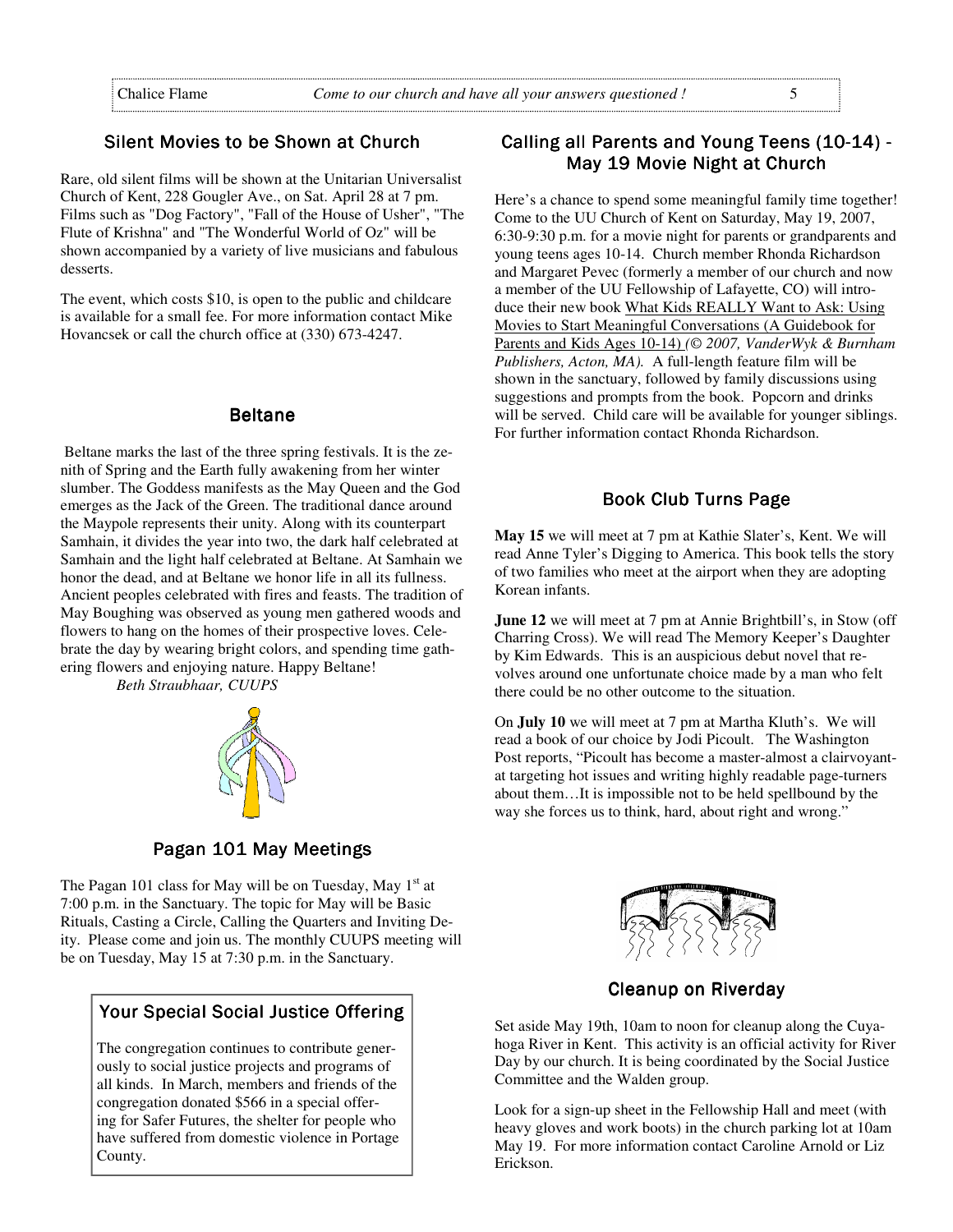## Silent Movies to be Shown at Church

Rare, old silent films will be shown at the Unitarian Universalist Church of Kent, 228 Gougler Ave., on Sat. April 28 at 7 pm. Films such as "Dog Factory", "Fall of the House of Usher", "The Flute of Krishna" and "The Wonderful World of Oz" will be shown accompanied by a variety of live musicians and fabulous desserts.

The event, which costs $10, is open to the public and childcare is available for a small fee. For more information contact Mike Hovancsek or call the church office at (330) 673-4247.

## Beltane

Beltane marks the last of the three spring festivals. It is the zenith of Spring and the Earth fully awakening from her winter slumber. The Goddess manifests as the May Queen and the God emerges as the Jack of the Green. The traditional dance around the Maypole represents their unity. Along with its counterpart Samhain, it divides the year into two, the dark half celebrated at Samhain and the light half celebrated at Beltane. At Samhain we honor the dead, and at Beltane we honor life in all its fullness. Ancient peoples celebrated with fires and feasts. The tradition of May Boughing was observed as young men gathered woods and flowers to hang on the homes of their prospective loves. Celebrate the day by wearing bright colors, and spending time gathering flowers and enjoying nature. Happy Beltane!

*Beth Straubhaar, CUUPS*

## Pagan 101 May Meetings

The Pagan 101 class for May will be on Tuesday, May 1st at 7:00 p.m. in the Sanctuary. The topic for May will be Basic Rituals, Casting a Circle, Calling the Quarters and Inviting Deity. Please come and join us. The monthly CUUPS meeting will be on Tuesday, May 15 at 7:30 p.m. in the Sanctuary.

## Your Special Social Justice Offering

The congregation continues to contribute generously to social justice projects and programs of all kinds. In March, members and friends of the congregation donated $566 in a special offering for Safer Futures, the shelter for people who have suffered from domestic violence in Portage County.

## Calling all Parents and Young Teens (10-14) - May 19 Movie Night at Church

Here's a chance to spend some meaningful family time together! Come to the UU Church of Kent on Saturday, May 19, 2007, 6:30-9:30 p.m. for a movie night for parents or grandparents and young teens ages 10-14. Church member Rhonda Richardson and Margaret Pevec (formerly a member of our church and now a member of the UU Fellowship of Lafayette, CO) will introduce their new book What Kids REALLY Want to Ask: Using Movies to Start Meaningful Conversations (A Guidebook for Parents and Kids Ages 10-14) *(© 2007, VanderWyk & Burnham Publishers, Acton, MA).* A full-length feature film will be shown in the sanctuary, followed by family discussions using suggestions and prompts from the book. Popcorn and drinks will be served. Child care will be available for younger siblings. For further information contact Rhonda Richardson.

## Book Club Turns Page

**May 15** we will meet at 7 pm at Kathie Slater's, Kent. We will read Anne Tyler's Digging to America. This book tells the story of two families who meet at the airport when they are adopting Korean infants.

**June 12** we will meet at 7 pm at Annie Brightbill's, in Stow (off Charring Cross). We will read The Memory Keeper's Daughter by Kim Edwards. This is an auspicious debut novel that revolves around one unfortunate choice made by a man who felt there could be no other outcome to the situation.

On **July 10** we will meet at 7 pm at Martha Kluth's. We will read a book of our choice by Jodi Picoult. The Washington Post reports, "Picoult has become a master-almost a clairvoyant-at targeting hot issues and writing highly readable page-turners about them…It is impossible not to be held spellbound by the way she forces us to think, hard, about right and wrong."

## Cleanup on Riverday

Set aside May 19th, 10am to noon for cleanup along the Cuyahoga River in Kent. This activity is an official activity for River Day by our church. It is being coordinated by the Social Justice Committee and the Walden group.

Look for a sign-up sheet in the Fellowship Hall and meet (with heavy gloves and work boots) in the church parking lot at 10am May 19. For more information contact Caroline Arnold or Liz Erickson.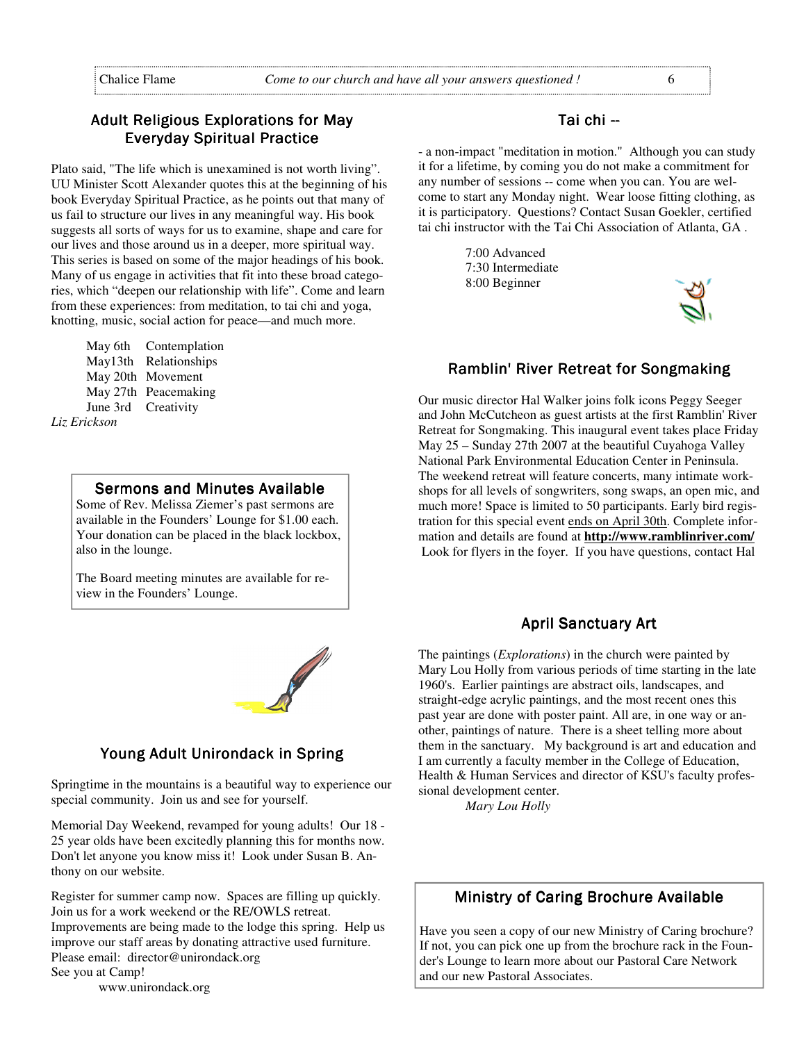## Adult Religious Explorations for May
## Everyday Spiritual Practice

Plato said, "The life which is unexamined is not worth living". UU Minister Scott Alexander quotes this at the beginning of his book Everyday Spiritual Practice, as he points out that many of us fail to structure our lives in any meaningful way. His book suggests all sorts of ways for us to examine, shape and care for our lives and those around us in a deeper, more spiritual way. This series is based on some of the major headings of his book. Many of us engage in activities that fit into these broad categories, which "deepen our relationship with life". Come and learn from these experiences: from meditation, to tai chi and yoga, knotting, music, social action for peace—and much more.

May 6th Contemplation
May13th Relationships
May 20th Movement
May 27th Peacemaking
June 3rd Creativity

*Liz Erickson*

## Sermons and Minutes Available

Some of Rev. Melissa Ziemer's past sermons are available in the Founders' Lounge for $1.00 each. Your donation can be placed in the black lockbox, also in the lounge.

The Board meeting minutes are available for review in the Founders' Lounge.

## Young Adult Unirondack in Spring

Springtime in the mountains is a beautiful way to experience our special community. Join us and see for yourself.

Memorial Day Weekend, revamped for young adults! Our 18 - 25 year olds have been excitedly planning this for months now. Don't let anyone you know miss it! Look under Susan B. Anthony on our website.

Register for summer camp now. Spaces are filling up quickly. Join us for a work weekend or the RE/OWLS retreat. Improvements are being made to the lodge this spring. Help us improve our staff areas by donating attractive used furniture. Please email: director@unirondack.org
See you at Camp!
www.unirondack.org

## Tai chi --

- a non-impact "meditation in motion." Although you can study it for a lifetime, by coming you do not make a commitment for any number of sessions -- come when you can. You are welcome to start any Monday night. Wear loose fitting clothing, as it is participatory. Questions? Contact Susan Goekler, certified tai chi instructor with the Tai Chi Association of Atlanta, GA .

7:00 Advanced
7:30 Intermediate
8:00 Beginner

## Ramblin' River Retreat for Songmaking

Our music director Hal Walker joins folk icons Peggy Seeger and John McCutcheon as guest artists at the first Ramblin' River Retreat for Songmaking. This inaugural event takes place Friday May 25 – Sunday 27th 2007 at the beautiful Cuyahoga Valley National Park Environmental Education Center in Peninsula. The weekend retreat will feature concerts, many intimate workshops for all levels of songwriters, song swaps, an open mic, and much more! Space is limited to 50 participants. Early bird registration for this special event ends on April 30th. Complete information and details are found at **http://www.ramblinriver.com/** Look for flyers in the foyer. If you have questions, contact Hal

## April Sanctuary Art

The paintings (*Explorations*) in the church were painted by Mary Lou Holly from various periods of time starting in the late 1960's. Earlier paintings are abstract oils, landscapes, and straight-edge acrylic paintings, and the most recent ones this past year are done with poster paint. All are, in one way or another, paintings of nature. There is a sheet telling more about them in the sanctuary. My background is art and education and I am currently a faculty member in the College of Education, Health & Human Services and director of KSU's faculty professional development center.

*Mary Lou Holly*

## Ministry of Caring Brochure Available

Have you seen a copy of our new Ministry of Caring brochure? If not, you can pick one up from the brochure rack in the Founder's Lounge to learn more about our Pastoral Care Network and our new Pastoral Associates.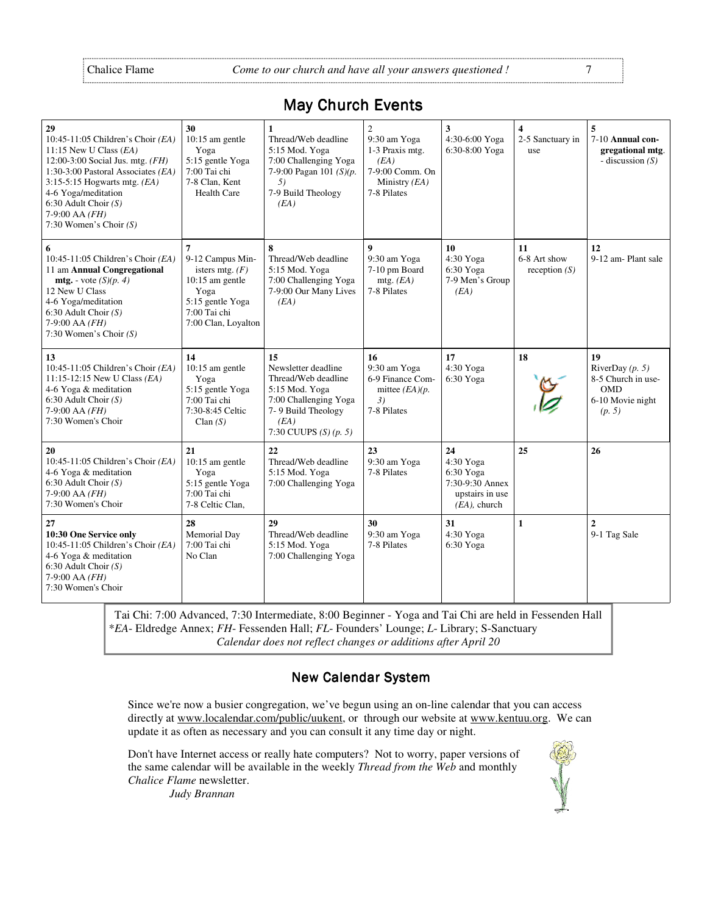## May Church Events

| | | | | | | |
|---|---|---|---|---|---|---|
| **29**<br>10:45-11:05 Children's Choir *(EA)*<br>11:15 New U Class *(EA)*<br>12:00-3:00 Social Jus. mtg. *(FH)*<br>1:30-3:00 Pastoral Associates *(EA)*<br>3:15-5:15 Hogwarts mtg. *(EA)*<br>4-6 Yoga/meditation<br>6:30 Adult Choir *(S)*<br>7-9:00 AA *(FH)*<br>7:30 Women's Choir *(S)* | **30**<br>10:15 am gentle Yoga<br>5:15 gentle Yoga<br>7:00 Tai chi<br>7-8 Clan, Kent Health Care | **1**<br>Thread/Web deadline<br>5:15 Mod. Yoga<br>7:00 Challenging Yoga<br>7-9:00 Pagan 101 *(S)(p. 5)*<br>7-9 Build Theology *(EA)* | **2**<br>9:30 am Yoga<br>1-3 Praxis mtg. *(EA)*<br>7-9:00 Comm. On Ministry *(EA)*<br>7-8 Pilates | **3**<br>4:30-6:00 Yoga<br>6:30-8:00 Yoga | **4**<br>2-5 Sanctuary in use | **5**<br>7-10 **Annual congregational mtg.** - discussion *(S)* |
| **6**<br>10:45-11:05 Children's Choir *(EA)*<br>11 am **Annual Congregational mtg.** - vote *(S)(p. 4)*<br>12 New U Class<br>4-6 Yoga/meditation<br>6:30 Adult Choir *(S)*<br>7-9:00 AA *(FH)*<br>7:30 Women's Choir *(S)* | **7**<br>9-12 Campus Ministers mtg. *(F)*<br>10:15 am gentle Yoga<br>5:15 gentle Yoga<br>7:00 Tai chi<br>7:00 Clan, Loyalton | **8**<br>Thread/Web deadline<br>5:15 Mod. Yoga<br>7:00 Challenging Yoga<br>7-9:00 Our Many Lives *(EA)* | **9**<br>9:30 am Yoga<br>7-10 pm Board mtg. *(EA)*<br>7-8 Pilates | **10**<br>4:30 Yoga<br>6:30 Yoga<br>7-9 Men's Group *(EA)* | **11**<br>6-8 Art show reception *(S)* | **12**<br>9-12 am- Plant sale |
| **13**<br>10:45-11:05 Children's Choir *(EA)*<br>11:15-12:15 New U Class *(EA)*<br>4-6 Yoga & meditation<br>6:30 Adult Choir *(S)*<br>7-9:00 AA *(FH)*<br>7:30 Women's Choir | **14**<br>10:15 am gentle Yoga<br>5:15 gentle Yoga<br>7:00 Tai chi<br>7:30-8:45 Celtic Clan *(S)* | **15**<br>Newsletter deadline<br>Thread/Web deadline<br>5:15 Mod. Yoga<br>7:00 Challenging Yoga<br>7- 9 Build Theology *(EA)*<br>7:30 CUUPS *(S) (p. 5)* | **16**<br>9:30 am Yoga<br>6-9 Finance Committee *(EA)(p. 3)*<br>7-8 Pilates | **17**<br>4:30 Yoga<br>6:30 Yoga | **18** | **19**<br>RiverDay *(p. 5)*<br>8-5 Church in use- OMD<br>6-10 Movie night *(p. 5)* |
| **20**<br>10:45-11:05 Children's Choir *(EA)*<br>4-6 Yoga & meditation<br>6:30 Adult Choir *(S)*<br>7-9:00 AA *(FH)*<br>7:30 Women's Choir | **21**<br>10:15 am gentle Yoga<br>5:15 gentle Yoga<br>7:00 Tai chi<br>7-8 Celtic Clan, | **22**<br>Thread/Web deadline<br>5:15 Mod. Yoga<br>7:00 Challenging Yoga | **23**<br>9:30 am Yoga<br>7-8 Pilates | **24**<br>4:30 Yoga<br>6:30 Yoga<br>7:30-9:30 Annex upstairs in use *(EA)*, church | **25** | **26** |
| **27**<br>**10:30 One Service only**<br>10:45-11:05 Children's Choir *(EA)*<br>4-6 Yoga & meditation<br>6:30 Adult Choir *(S)*<br>7-9:00 AA *(FH)*<br>7:30 Women's Choir | **28**<br>Memorial Day<br>7:00 Tai chi<br>No Clan | **29**<br>Thread/Web deadline<br>5:15 Mod. Yoga<br>7:00 Challenging Yoga | **30**<br>9:30 am Yoga<br>7-8 Pilates | **31**<br>4:30 Yoga<br>6:30 Yoga | **1** | **2**<br>9-1 Tag Sale |

Tai Chi: 7:00 Advanced, 7:30 Intermediate, 8:00 Beginner - Yoga and Tai Chi are held in Fessenden Hall
*\*EA*- Eldredge Annex; *FH*- Fessenden Hall; *FL*- Founders' Lounge; *L*- Library; S-Sanctuary
*Calendar does not reflect changes or additions after April 20*

## New Calendar System

Since we're now a busier congregation, we've begun using an on-line calendar that you can access directly at www.localendar.com/public/uukent, or through our website at www.kentuu.org. We can update it as often as necessary and you can consult it any time day or night.

Don't have Internet access or really hate computers? Not to worry, paper versions of the same calendar will be available in the weekly *Thread from the Web* and monthly *Chalice Flame* newsletter.

*Judy Brannan*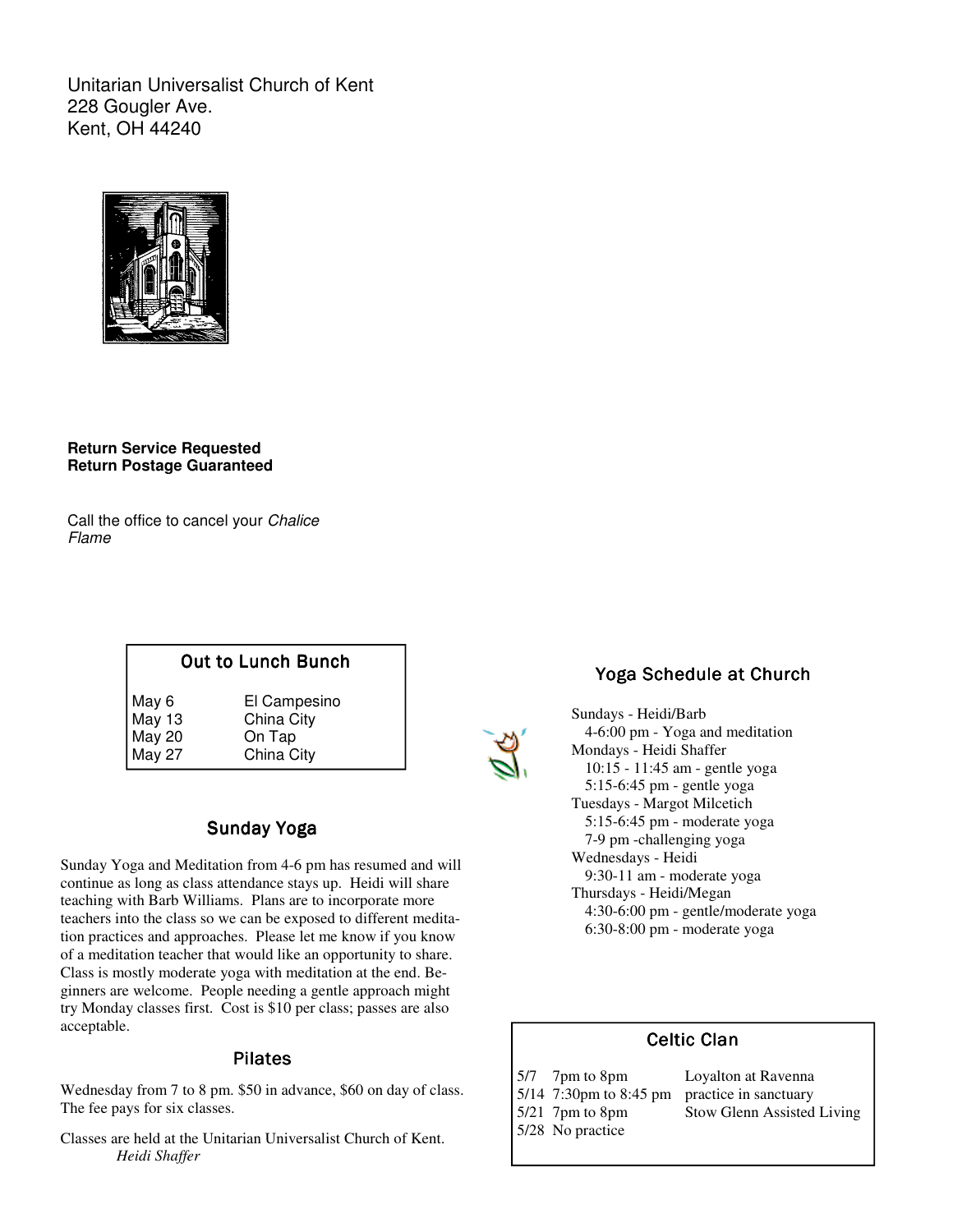Unitarian Universalist Church of Kent
228 Gougler Ave.
Kent, OH 44240

**Return Service Requested**
**Return Postage Guaranteed**

Call the office to cancel your *Chalice Flame*

## Out to Lunch Bunch

| | |
|---|---|
| May 6 | El Campesino |
| May 13 | China City |
| May 20 | On Tap |
| May 27 | China City |

## Sunday Yoga

Sunday Yoga and Meditation from 4-6 pm has resumed and will continue as long as class attendance stays up. Heidi will share teaching with Barb Williams. Plans are to incorporate more teachers into the class so we can be exposed to different meditation practices and approaches. Please let me know if you know of a meditation teacher that would like an opportunity to share. Class is mostly moderate yoga with meditation at the end. Beginners are welcome. People needing a gentle approach might try Monday classes first. Cost is $10 per class; passes are also acceptable.

## Pilates

Wednesday from 7 to 8 pm. $50 in advance, $60 on day of class. The fee pays for six classes.

Classes are held at the Unitarian Universalist Church of Kent.
*Heidi Shaffer*

## Yoga Schedule at Church

Sundays - Heidi/Barb
4-6:00 pm - Yoga and meditation
Mondays - Heidi Shaffer
10:15 - 11:45 am - gentle yoga
5:15-6:45 pm - gentle yoga
Tuesdays - Margot Milcetich
5:15-6:45 pm - moderate yoga
7-9 pm -challenging yoga
Wednesdays - Heidi
9:30-11 am - moderate yoga
Thursdays - Heidi/Megan
4:30-6:00 pm - gentle/moderate yoga
6:30-8:00 pm - moderate yoga

## Celtic Clan

| | | |
|---|---|---|
| 5/7 | 7pm to 8pm | Loyalton at Ravenna |
| 5/14 | 7:30pm to 8:45 pm | practice in sanctuary |
| 5/21 | 7pm to 8pm | Stow Glenn Assisted Living |
| 5/28 | No practice | |